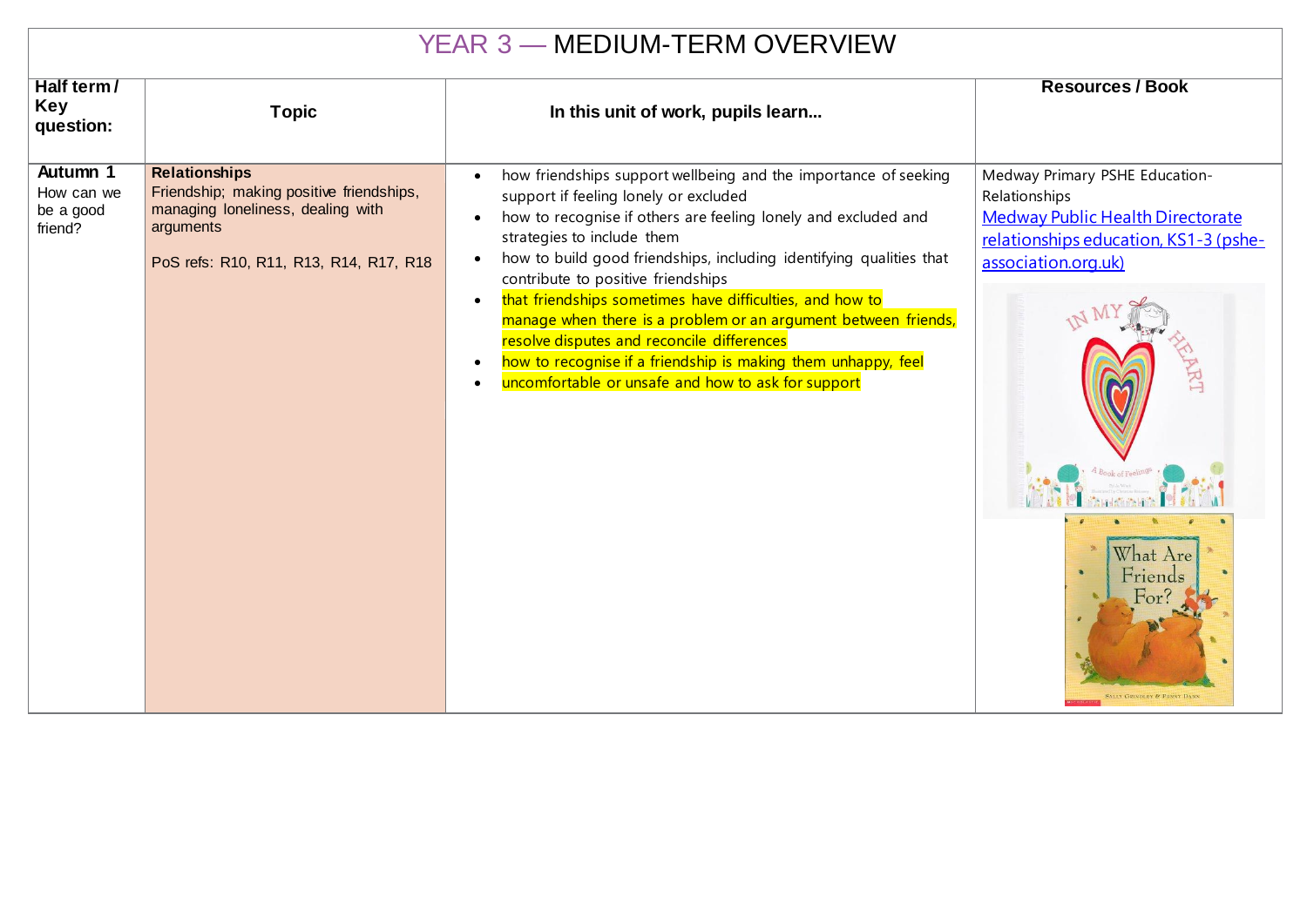# YEAR 3 — MEDIUM-TERM OVERVIEW

| Half term / Key question: | Topic | In this unit of work, pupils learn... | Resources / Book |
|---|---|---|---|
| **Autumn 1** How can we be a good friend? | **Relationships** Friendship; making positive friendships, managing loneliness, dealing with arguments<br><br>PoS refs: R10, R11, R13, R14, R17, R18 | • how friendships support wellbeing and the importance of seeking support if feeling lonely or excluded<br>• how to recognise if others are feeling lonely and excluded and strategies to include them<br>• how to build good friendships, including identifying qualities that contribute to positive friendships<br>• that friendships sometimes have difficulties, and how to manage when there is a problem or an argument between friends, resolve disputes and reconcile differences<br>• how to recognise if a friendship is making them unhappy, feel<br>• uncomfortable or unsafe and how to ask for support | Medway Primary PSHE Education-Relationships<br>[Medway Public Health Directorate relationships education, KS1-3 (pshe-association.org.uk)]()<br>In My Heart: A Book of Feelings<br>What Are Friends For? |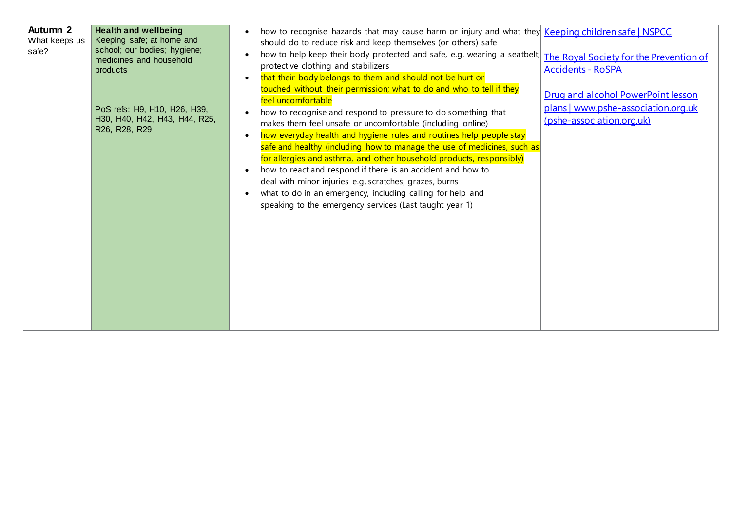| | | | |
|---|---|---|---|
| **Autumn 2**<br>What keeps us safe? | **Health and wellbeing**<br>Keeping safe; at home and school; our bodies; hygiene; medicines and household products<br><br>PoS refs: H9, H10, H26, H39, H30, H40, H42, H43, H44, R25, R26, R28, R29 | • how to recognise hazards that may cause harm or injury and what they should do to reduce risk and keep themselves (or others) safe<br>• how to help keep their body protected and safe, e.g. wearing a seatbelt, protective clothing and stabilizers<br>• that their body belongs to them and should not be hurt or touched without their permission; what to do and who to tell if they feel uncomfortable<br>• how to recognise and respond to pressure to do something that makes them feel unsafe or uncomfortable (including online)<br>• how everyday health and hygiene rules and routines help people stay safe and healthy (including how to manage the use of medicines, such as for allergies and asthma, and other household products, responsibly)<br>• how to react and respond if there is an accident and how to deal with minor injuries e.g. scratches, grazes, burns<br>• what to do in an emergency, including calling for help and speaking to the emergency services (Last taught year 1) | Keeping children safe \| NSPCC<br><br>The Royal Society for the Prevention of Accidents - RoSPA<br><br>Drug and alcohol PowerPoint lesson plans \| www.pshe-association.org.uk (pshe-association.org.uk) |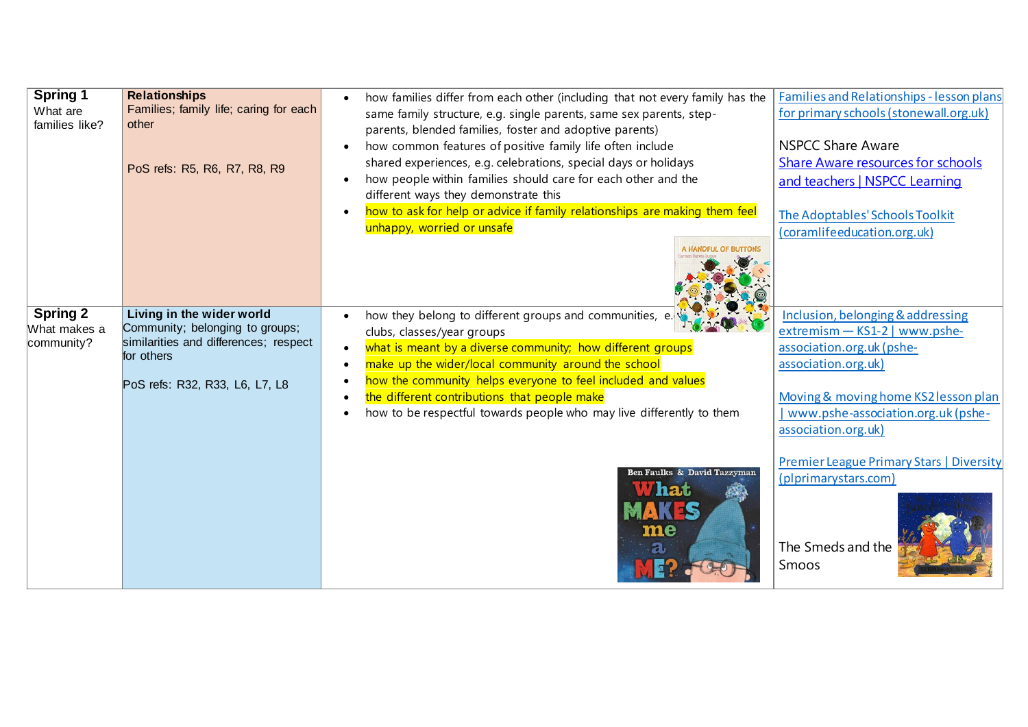| | | | |
|---|---|---|---|
| **Spring 1**<br>What are families like? | **Relationships**<br>Families; family life; caring for each other<br><br>PoS refs: R5, R6, R7, R8, R9 | • how families differ from each other (including that not every family has the same family structure, e.g. single parents, same sex parents, step-parents, blended families, foster and adoptive parents)<br>• how common features of positive family life often include shared experiences, e.g. celebrations, special days or holidays<br>• how people within families should care for each other and the different ways they demonstrate this<br>• how to ask for help or advice if family relationships are making them feel unhappy, worried or unsafe | Families and Relationships - lesson plans for primary schools (stonewall.org.uk)<br><br>NSPCC Share Aware<br>Share Aware resources for schools and teachers \| NSPCC Learning<br><br>The Adoptables' Schools Toolkit (coramlifeeducation.org.uk) |
| **Spring 2**<br>What makes a community? | **Living in the wider world**<br>Community; belonging to groups; similarities and differences; respect for others<br><br>PoS refs: R32, R33, L6, L7, L8 | • how they belong to different groups and communities, e.g. clubs, classes/year groups<br>• what is meant by a diverse community; how different groups<br>• make up the wider/local community around the school<br>• how the community helps everyone to feel included and values<br>• the different contributions that people make<br>• how to be respectful towards people who may live differently to them | Inclusion, belonging & addressing extremism — KS1-2 \| www.pshe-association.org.uk (pshe-association.org.uk)<br><br>Moving & moving home KS2 lesson plan \| www.pshe-association.org.uk (pshe-association.org.uk)<br><br>Premier League Primary Stars \| Diversity (plprimarystars.com)<br><br>The Smeds and the Smoos |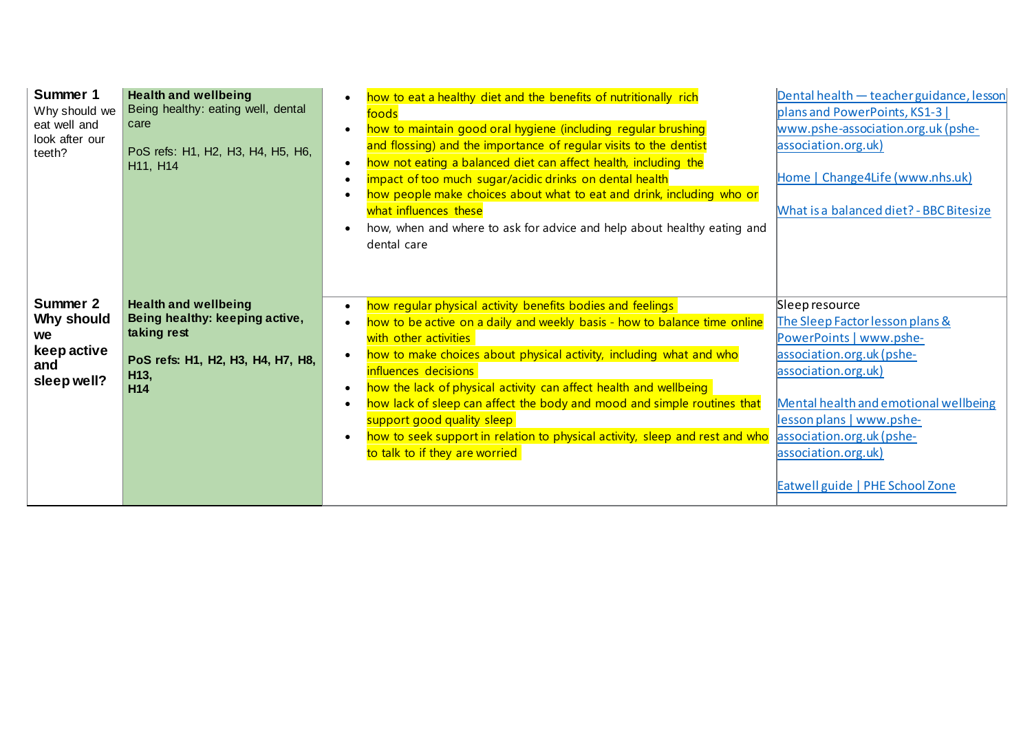| | | | |
|---|---|---|---|
| **Summer 1**<br>Why should we eat well and look after our teeth? | **Health and wellbeing**<br>Being healthy: eating well, dental care<br><br>PoS refs: H1, H2, H3, H4, H5, H6, H11, H14 | • how to eat a healthy diet and the benefits of nutritionally rich foods<br>• how to maintain good oral hygiene (including regular brushing and flossing) and the importance of regular visits to the dentist<br>• how not eating a balanced diet can affect health, including the<br>• impact of too much sugar/acidic drinks on dental health<br>• how people make choices about what to eat and drink, including who or what influences these<br>• how, when and where to ask for advice and help about healthy eating and dental care | Dental health — teacher guidance, lesson plans and PowerPoints, KS1-3 \| www.pshe-association.org.uk (pshe-association.org.uk)<br><br>Home \| Change4Life (www.nhs.uk)<br><br>What is a balanced diet? - BBC Bitesize |
| **Summer 2**<br>**Why should we keep active and sleep well?** | **Health and wellbeing**<br>**Being healthy: keeping active, taking rest**<br><br>**PoS refs: H1, H2, H3, H4, H7, H8, H13, H14** | • how regular physical activity benefits bodies and feelings<br>• how to be active on a daily and weekly basis - how to balance time online with other activities<br>• how to make choices about physical activity, including what and who influences decisions<br>• how the lack of physical activity can affect health and wellbeing<br>• how lack of sleep can affect the body and mood and simple routines that support good quality sleep<br>• how to seek support in relation to physical activity, sleep and rest and who to talk to if they are worried | Sleep resource<br>The Sleep Factor lesson plans & PowerPoints \| www.pshe-association.org.uk (pshe-association.org.uk)<br><br>Mental health and emotional wellbeing lesson plans \| www.pshe-association.org.uk (pshe-association.org.uk)<br><br>Eatwell guide \| PHE School Zone |